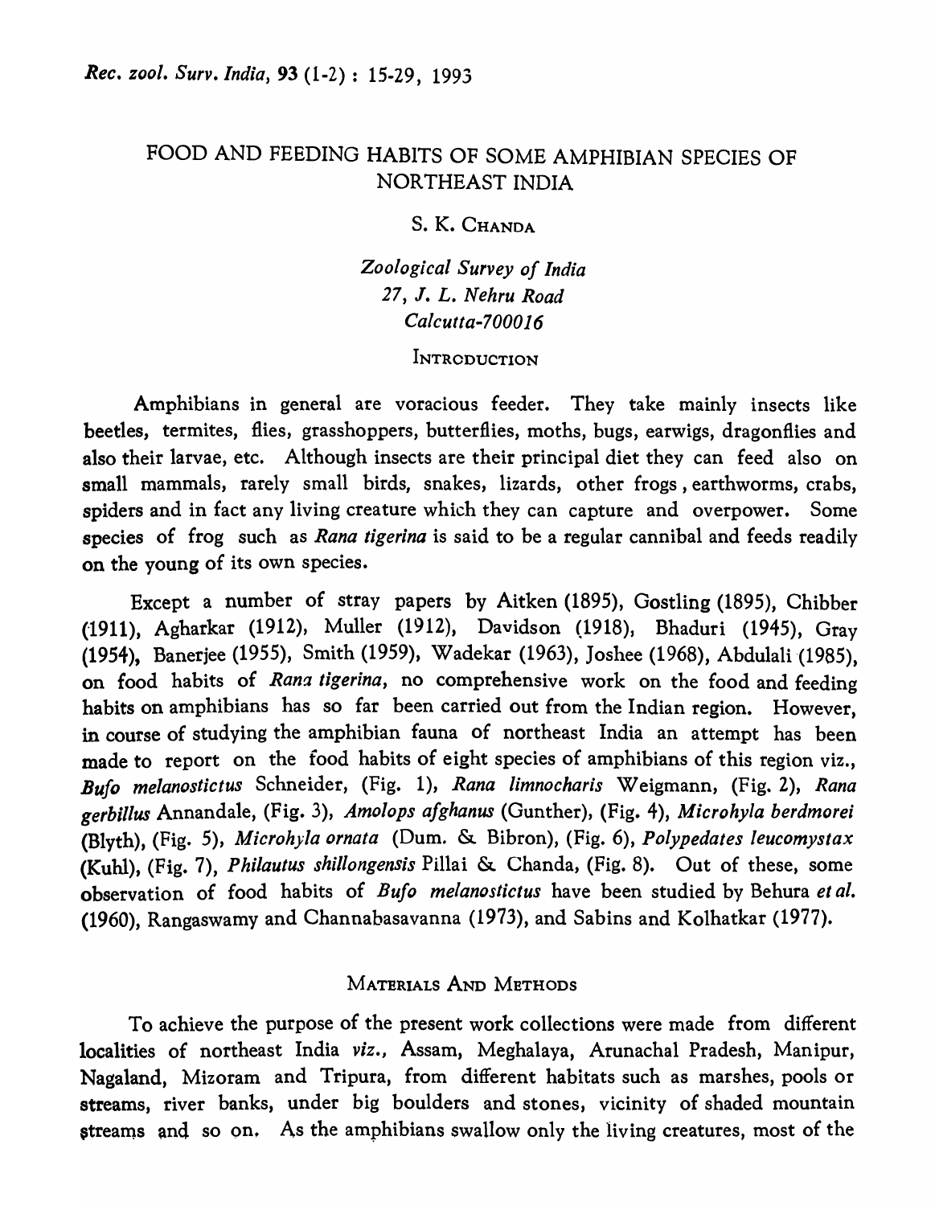# FOOD AND FEEDING HABITS OF SOME AMPHIBIAN SPECIES OF NORTHEAST INDIA

S. K. CHANDA

*Zoological Survey of India*
*27, J. L. Nehru Road*
*Calcutta-700016*

## INTRODUCTION

Amphibians in general are voracious feeder. They take mainly insects like beetles, termites, flies, grasshoppers, butterflies, moths, bugs, earwigs, dragonflies and also their larvae, etc. Although insects are their principal diet they can feed also on small mammals, rarely small birds, snakes, lizards, other frogs, earthworms, crabs, spiders and in fact any living creature which they can capture and overpower. Some species of frog such as *Rana tigerina* is said to be a regular cannibal and feeds readily on the young of its own species.

Except a number of stray papers by Aitken (1895), Gostling (1895), Chibber (1911), Agharkar (1912), Muller (1912), Davidson (1918), Bhaduri (1945), Gray (1954), Banerjee (1955), Smith (1959), Wadekar (1963), Joshee (1968), Abdulali (1985), on food habits of *Rana tigerina*, no comprehensive work on the food and feeding habits on amphibians has so far been carried out from the Indian region. However, in course of studying the amphibian fauna of northeast India an attempt has been made to report on the food habits of eight species of amphibians of this region viz., *Bufo melanostictus* Schneider, (Fig. 1), *Rana limnocharis* Weigmann, (Fig. 2), *Rana gerbillus* Annandale, (Fig. 3), *Amolops afghanus* (Gunther), (Fig. 4), *Microhyla berdmorei* (Blyth), (Fig. 5), *Microhyla ornata* (Dum. & Bibron), (Fig. 6), *Polypedates leucomystax* (Kuhl), (Fig. 7), *Philautus shillongensis* Pillai & Chanda, (Fig. 8). Out of these, some observation of food habits of *Bufo melanostictus* have been studied by Behura *et al.* (1960), Rangaswamy and Channabasavanna (1973), and Sabins and Kolhatkar (1977).

## MATERIALS AND METHODS

To achieve the purpose of the present work collections were made from different localities of northeast India *viz.*, Assam, Meghalaya, Arunachal Pradesh, Manipur, Nagaland, Mizoram and Tripura, from different habitats such as marshes, pools or streams, river banks, under big boulders and stones, vicinity of shaded mountain streams and so on. As the amphibians swallow only the living creatures, most of the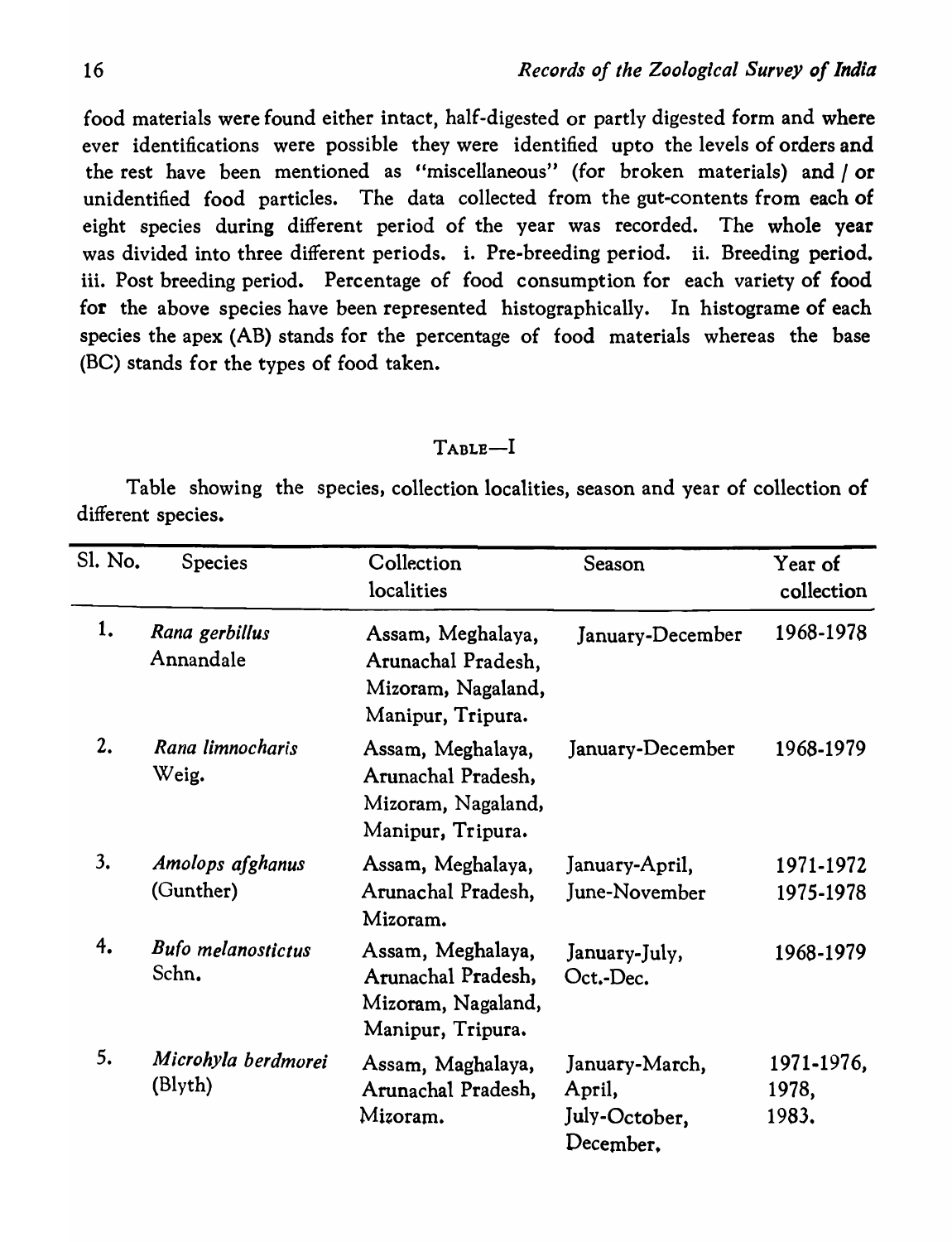food materials were found either intact, half-digested or partly digested form and where ever identifications were possible they were identified upto the levels of orders and the rest have been mentioned as "miscellaneous" (for broken materials) and / or unidentified food particles. The data collected from the gut-contents from each of eight species during different period of the year was recorded. The whole year was divided into three different periods. i. Pre-breeding period. ii. Breeding period. iii. Post breeding period. Percentage of food consumption for each variety of food for the above species have been represented histographically. In histograme of each species the apex (AB) stands for the percentage of food materials whereas the base (BC) stands for the types of food taken.

TABLE—I

Table showing the species, collection localities, season and year of collection of different species.

| Sl. No. | Species | Collection localities | Season | Year of collection |
|---|---|---|---|---|
| 1. | *Rana gerbillus* Annandale | Assam, Meghalaya, Arunachal Pradesh, Mizoram, Nagaland, Manipur, Tripura. | January-December | 1968-1978 |
| 2. | *Rana limnocharis* Weig. | Assam, Meghalaya, Arunachal Pradesh, Mizoram, Nagaland, Manipur, Tripura. | January-December | 1968-1979 |
| 3. | *Amolops afghanus* (Gunther) | Assam, Meghalaya, Arunachal Pradesh, Mizoram. | January-April, June-November | 1971-1972 1975-1978 |
| 4. | *Bufo melanostictus* Schn. | Assam, Meghalaya, Arunachal Pradesh, Mizoram, Nagaland, Manipur, Tripura. | January-July, Oct.-Dec. | 1968-1979 |
| 5. | *Microhyla berdmorei* (Blyth) | Assam, Maghalaya, Arunachal Pradesh, Mizoram. | January-March, April, July-October, December. | 1971-1976, 1978, 1983. |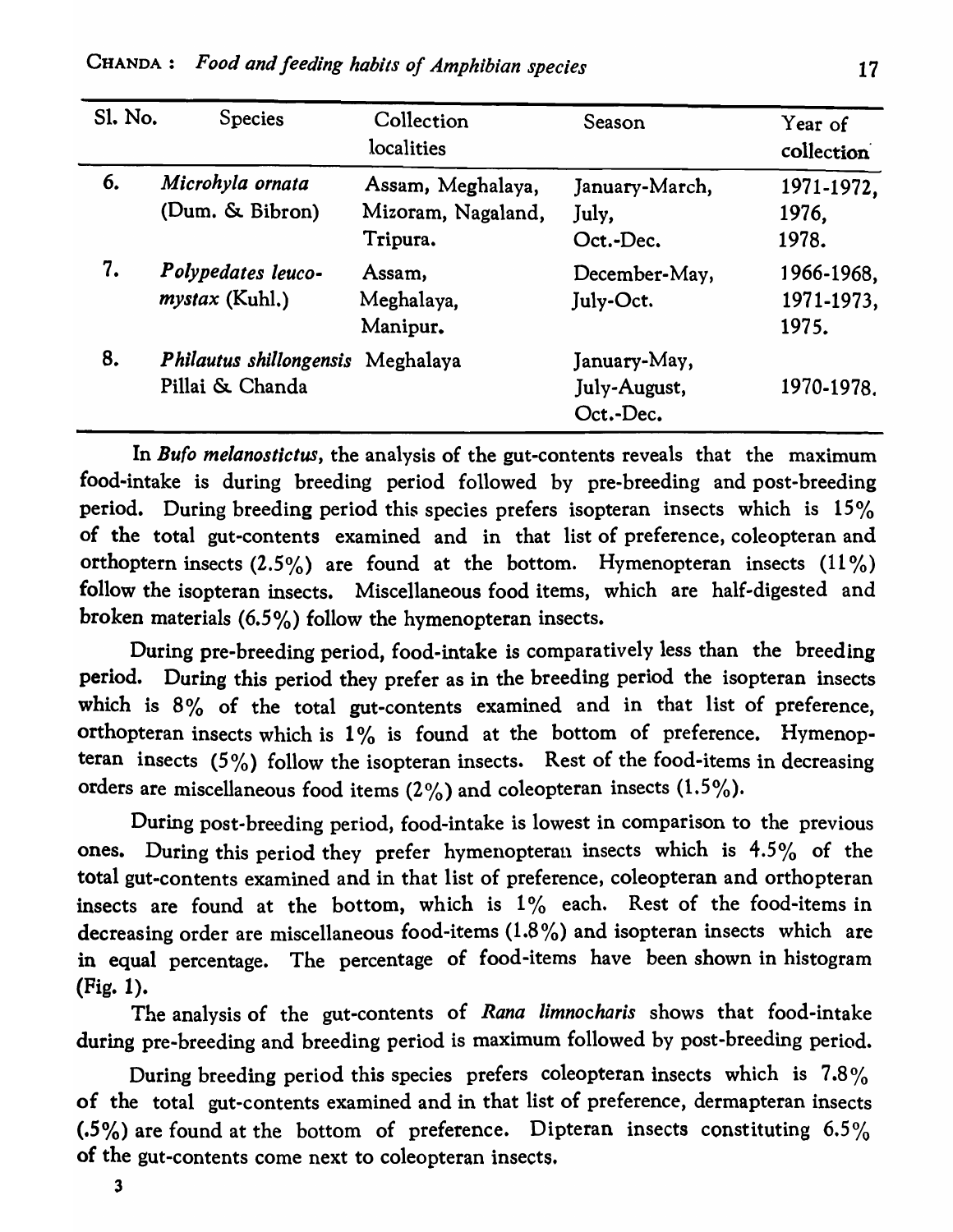| Sl. No. | Species | Collection localities | Season | Year of collection |
|---|---|---|---|---|
| 6. | *Microhyla ornata* (Dum. & Bibron) | Assam, Meghalaya, Mizoram, Nagaland, Tripura. | January-March, July, Oct.-Dec. | 1971-1972, 1976, 1978. |
| 7. | *Polypedates leucomystax* (Kuhl.) | Assam, Meghalaya, Manipur. | December-May, July-Oct. | 1966-1968, 1971-1973, 1975. |
| 8. | *Philautus shillongensis* Pillai & Chanda | Meghalaya | January-May, July-August, Oct.-Dec. | 1970-1978. |

In *Bufo melanostictus*, the analysis of the gut-contents reveals that the maximum food-intake is during breeding period followed by pre-breeding and post-breeding period. During breeding period this species prefers isopteran insects which is 15% of the total gut-contents examined and in that list of preference, coleopteran and orthoptern insects (2.5%) are found at the bottom. Hymenopteran insects (11%) follow the isopteran insects. Miscellaneous food items, which are half-digested and broken materials (6.5%) follow the hymenopteran insects.

During pre-breeding period, food-intake is comparatively less than the breeding period. During this period they prefer as in the breeding period the isopteran insects which is 8% of the total gut-contents examined and in that list of preference, orthopteran insects which is 1% is found at the bottom of preference. Hymenopteran insects (5%) follow the isopteran insects. Rest of the food-items in decreasing orders are miscellaneous food items (2%) and coleopteran insects (1.5%).

During post-breeding period, food-intake is lowest in comparison to the previous ones. During this period they prefer hymenopteran insects which is 4.5% of the total gut-contents examined and in that list of preference, coleopteran and orthopteran insects are found at the bottom, which is 1% each. Rest of the food-items in decreasing order are miscellaneous food-items (1.8%) and isopteran insects which are in equal percentage. The percentage of food-items have been shown in histogram (Fig. 1).

The analysis of the gut-contents of *Rana limnocharis* shows that food-intake during pre-breeding and breeding period is maximum followed by post-breeding period.

During breeding period this species prefers coleopteran insects which is 7.8% of the total gut-contents examined and in that list of preference, dermapteran insects (.5%) are found at the bottom of preference. Dipteran insects constituting 6.5% of the gut-contents come next to coleopteran insects.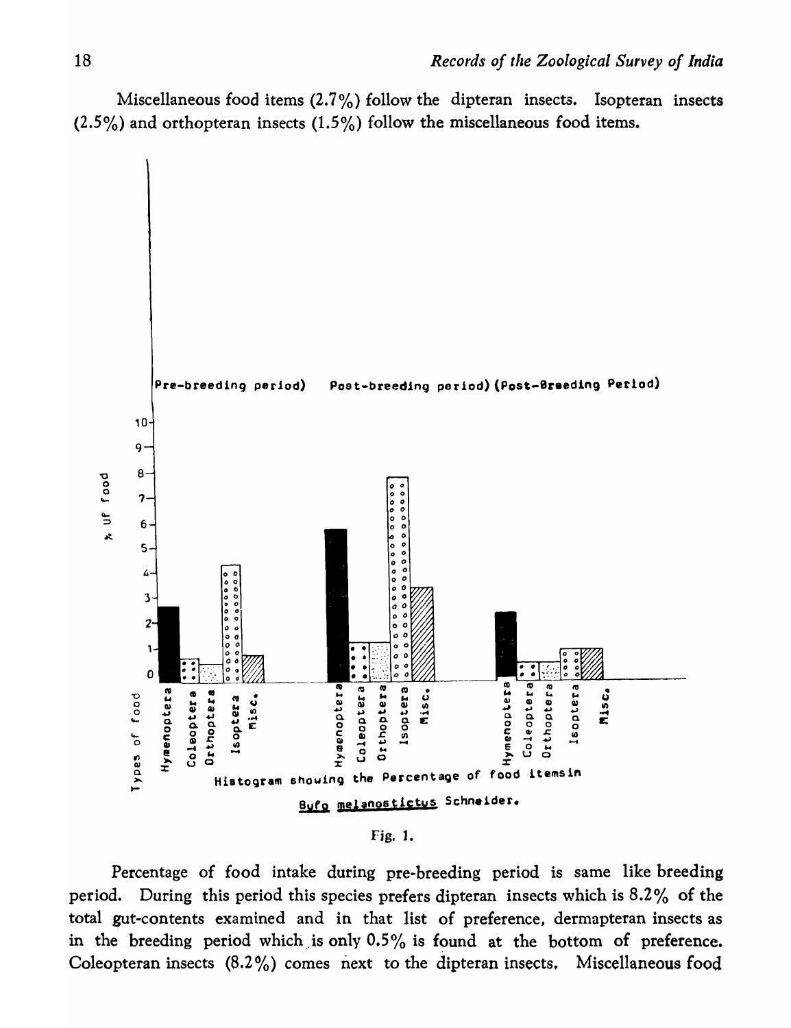Miscellaneous food items (2.7%) follow the dipteran insects. Isopteran insects (2.5%) and orthopteran insects (1.5%) follow the miscellaneous food items.

Pre-breeding period) Post-breeding period) (Post-Breeding Period)

% of food

Types of food: Hymenoptera, Coleoptera, Orthoptera, Isoptera, Misc.

Histogram showing the Percentage of food items in *Bufo melanostictus* Schneider.

Fig. 1.

Percentage of food intake during pre-breeding period is same like breeding period. During this period this species prefers dipteran insects which is 8.2% of the total gut-contents examined and in that list of preference, dermapteran insects as in the breeding period which is only 0.5% is found at the bottom of preference. Coleopteran insects (8.2%) comes next to the dipteran insects. Miscellaneous food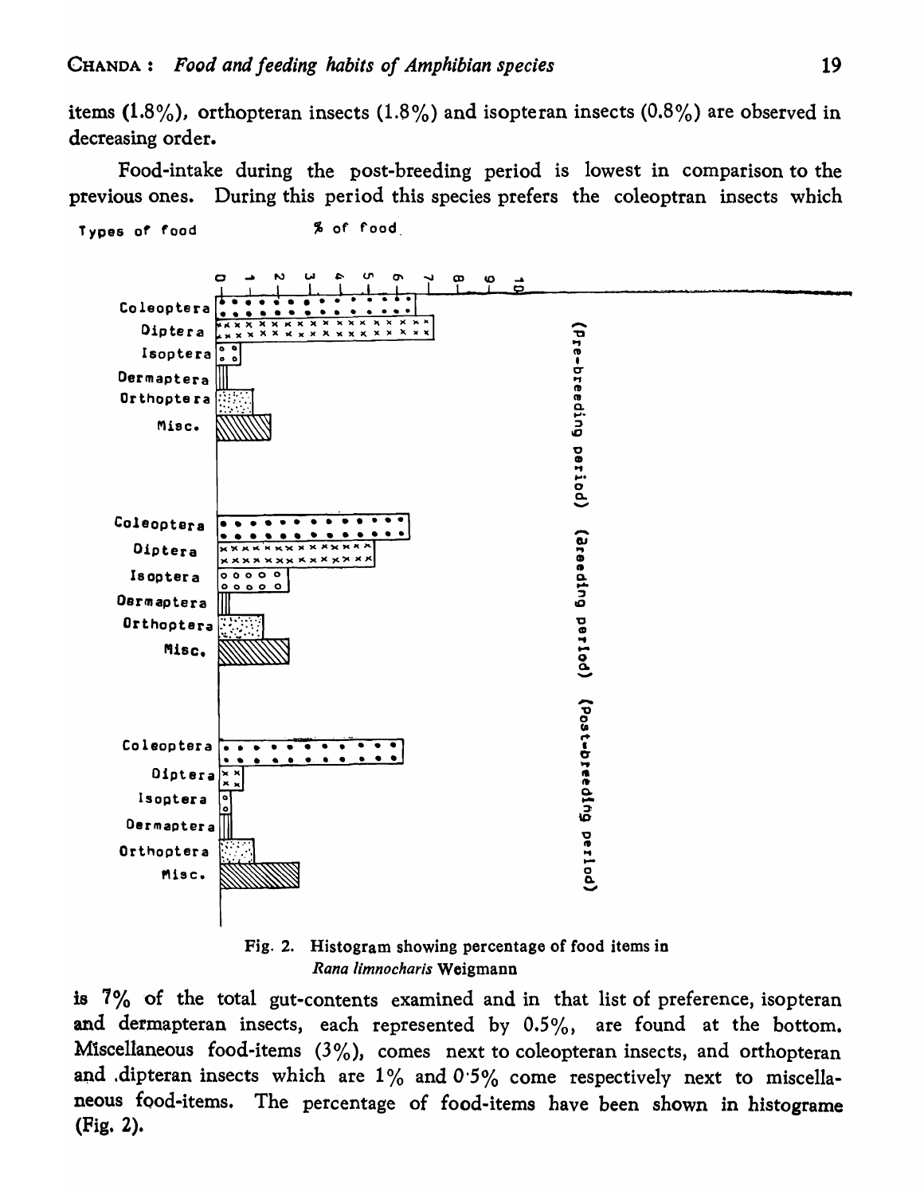items (1.8%), orthopteran insects (1.8%) and isopteran insects (0.8%) are observed in decreasing order.

Food-intake during the post-breeding period is lowest in comparison to the previous ones. During this period this species prefers the coleoptran insects which

Fig. 2. Histogram showing percentage of food items in *Rana limnocharis* Weigmann

is 7% of the total gut-contents examined and in that list of preference, isopteran and dermapteran insects, each represented by 0.5%, are found at the bottom. Miscellaneous food-items (3%), comes next to coleopteran insects, and orthopteran and dipteran insects which are 1% and 0·5% come respectively next to miscellaneous food-items. The percentage of food-items have been shown in histograme (Fig. 2).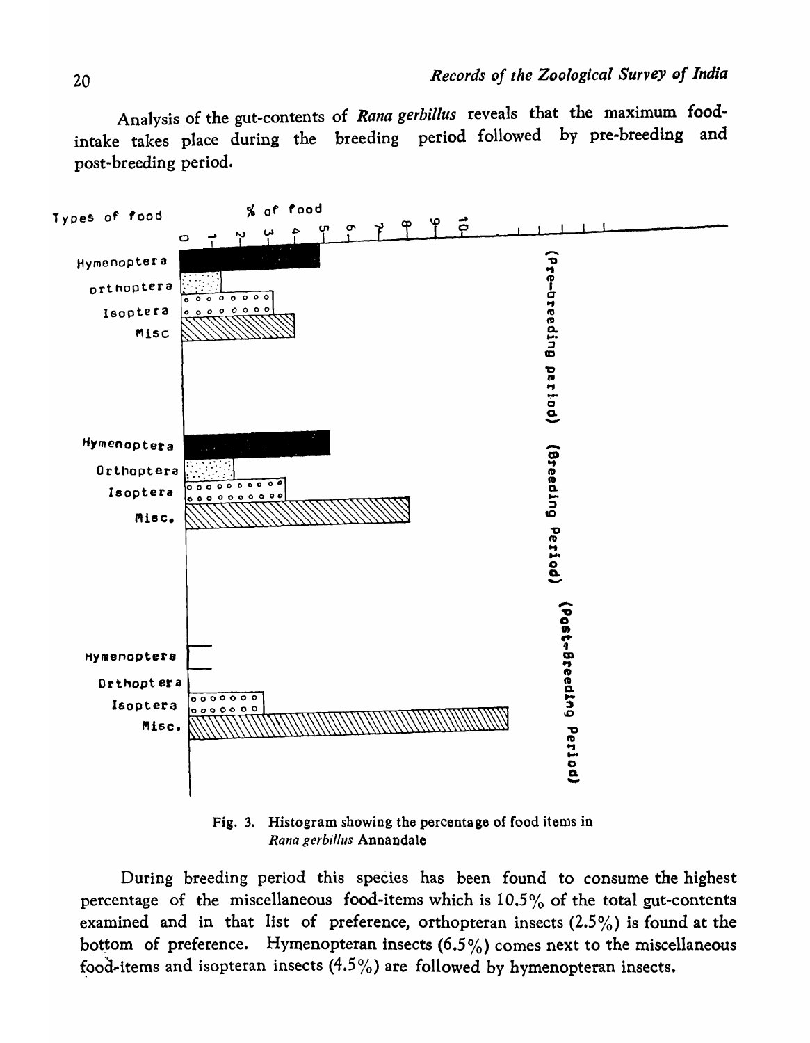Analysis of the gut-contents of ***Rana gerbillus*** reveals that the maximum food-intake takes place during the breeding period followed by pre-breeding and post-breeding period.

Fig. 3. Histogram showing the percentage of food items in *Rana gerbillus* Annandale

During breeding period this species has been found to consume the highest percentage of the miscellaneous food-items which is 10.5% of the total gut-contents examined and in that list of preference, orthopteran insects (2.5%) is found at the bottom of preference. Hymenopteran insects (6.5%) comes next to the miscellaneous food-items and isopteran insects (4.5%) are followed by hymenopteran insects.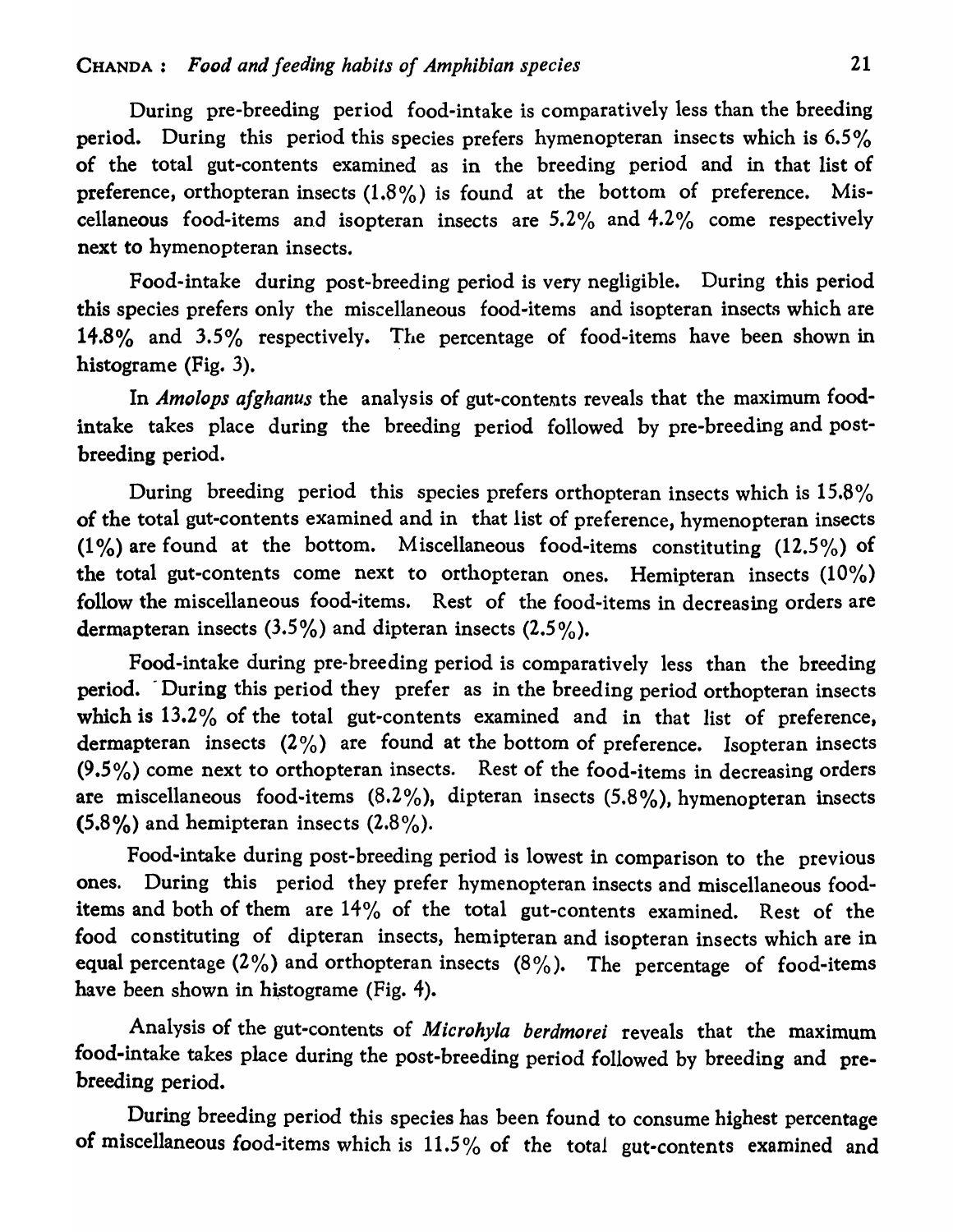During pre-breeding period food-intake is comparatively less than the breeding period. During this period this species prefers hymenopteran insects which is 6.5% of the total gut-contents examined as in the breeding period and in that list of preference, orthopteran insects (1.8%) is found at the bottom of preference. Miscellaneous food-items and isopteran insects are 5.2% and 4.2% come respectively next to hymenopteran insects.

Food-intake during post-breeding period is very negligible. During this period this species prefers only the miscellaneous food-items and isopteran insects which are 14.8% and 3.5% respectively. The percentage of food-items have been shown in histograme (Fig. 3).

In *Amolops afghanus* the analysis of gut-contents reveals that the maximum food-intake takes place during the breeding period followed by pre-breeding and post-breeding period.

During breeding period this species prefers orthopteran insects which is 15.8% of the total gut-contents examined and in that list of preference, hymenopteran insects (1%) are found at the bottom. Miscellaneous food-items constituting (12.5%) of the total gut-contents come next to orthopteran ones. Hemipteran insects (10%) follow the miscellaneous food-items. Rest of the food-items in decreasing orders are dermapteran insects (3.5%) and dipteran insects (2.5%).

Food-intake during pre-breeding period is comparatively less than the breeding period. During this period they prefer as in the breeding period orthopteran insects which is 13.2% of the total gut-contents examined and in that list of preference, dermapteran insects (2%) are found at the bottom of preference. Isopteran insects (9.5%) come next to orthopteran insects. Rest of the food-items in decreasing orders are miscellaneous food-items (8.2%), dipteran insects (5.8%), hymenopteran insects (5.8%) and hemipteran insects (2.8%).

Food-intake during post-breeding period is lowest in comparison to the previous ones. During this period they prefer hymenopteran insects and miscellaneous food-items and both of them are 14% of the total gut-contents examined. Rest of the food constituting of dipteran insects, hemipteran and isopteran insects which are in equal percentage (2%) and orthopteran insects (8%). The percentage of food-items have been shown in histograme (Fig. 4).

Analysis of the gut-contents of *Microhyla berdmorei* reveals that the maximum food-intake takes place during the post-breeding period followed by breeding and pre-breeding period.

During breeding period this species has been found to consume highest percentage of miscellaneous food-items which is 11.5% of the total gut-contents examined and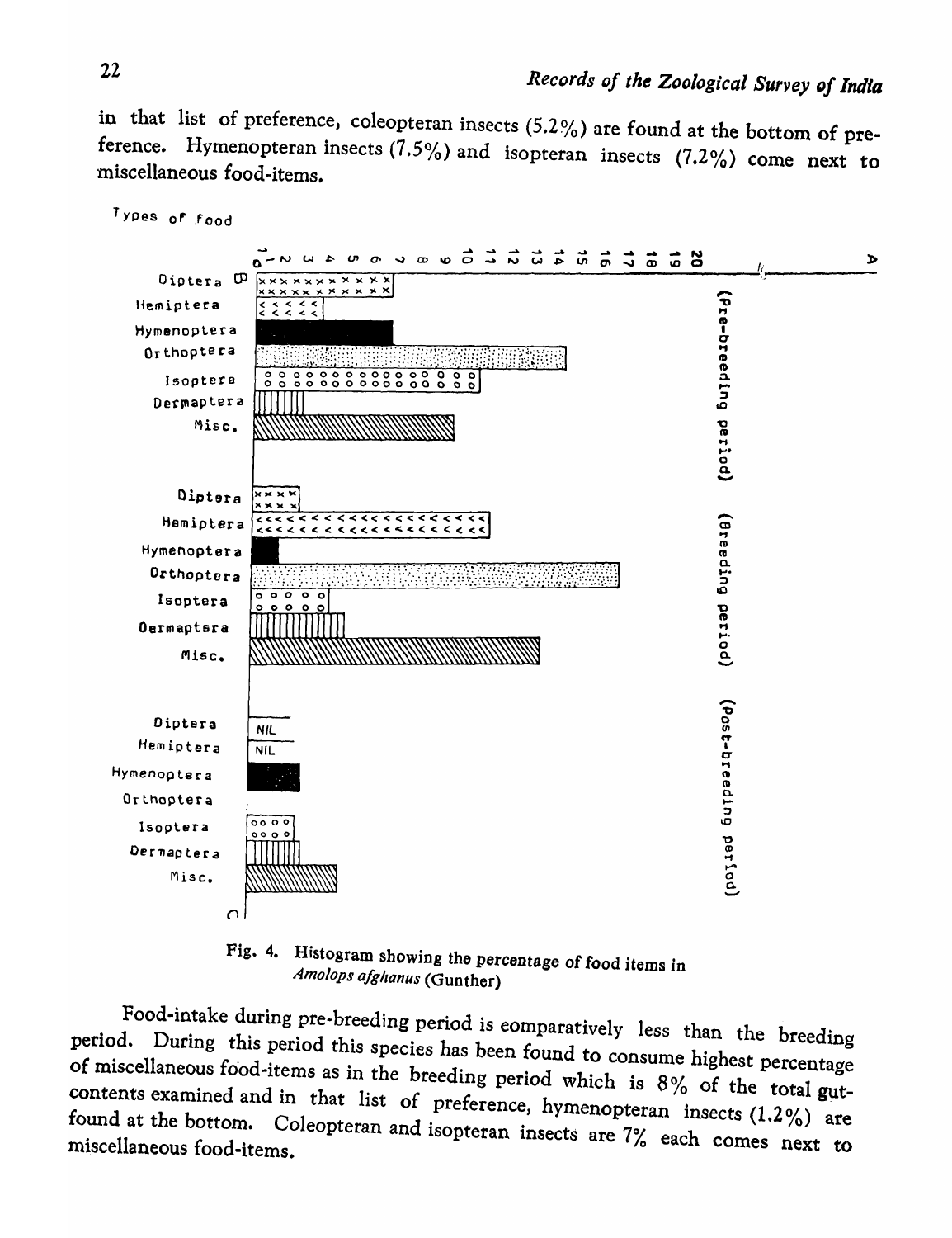in that list of preference, coleopteran insects (5.2%) are found at the bottom of preference. Hymenopteran insects (7.5%) and isopteran insects (7.2%) come next to miscellaneous food-items.

Fig. 4. Histogram showing the percentage of food items in *Amolops afghanus* (Gunther)

Food-intake during pre-breeding period is eomparatively less than the breeding period. During this period this species has been found to consume highest percentage of miscellaneous food-items as in the breeding period which is 8% of the total gut-contents examined and in that list of preference, hymenopteran insects (1.2%) are found at the bottom. Coleopteran and isopteran insects are 7% each comes next to miscellaneous food-items.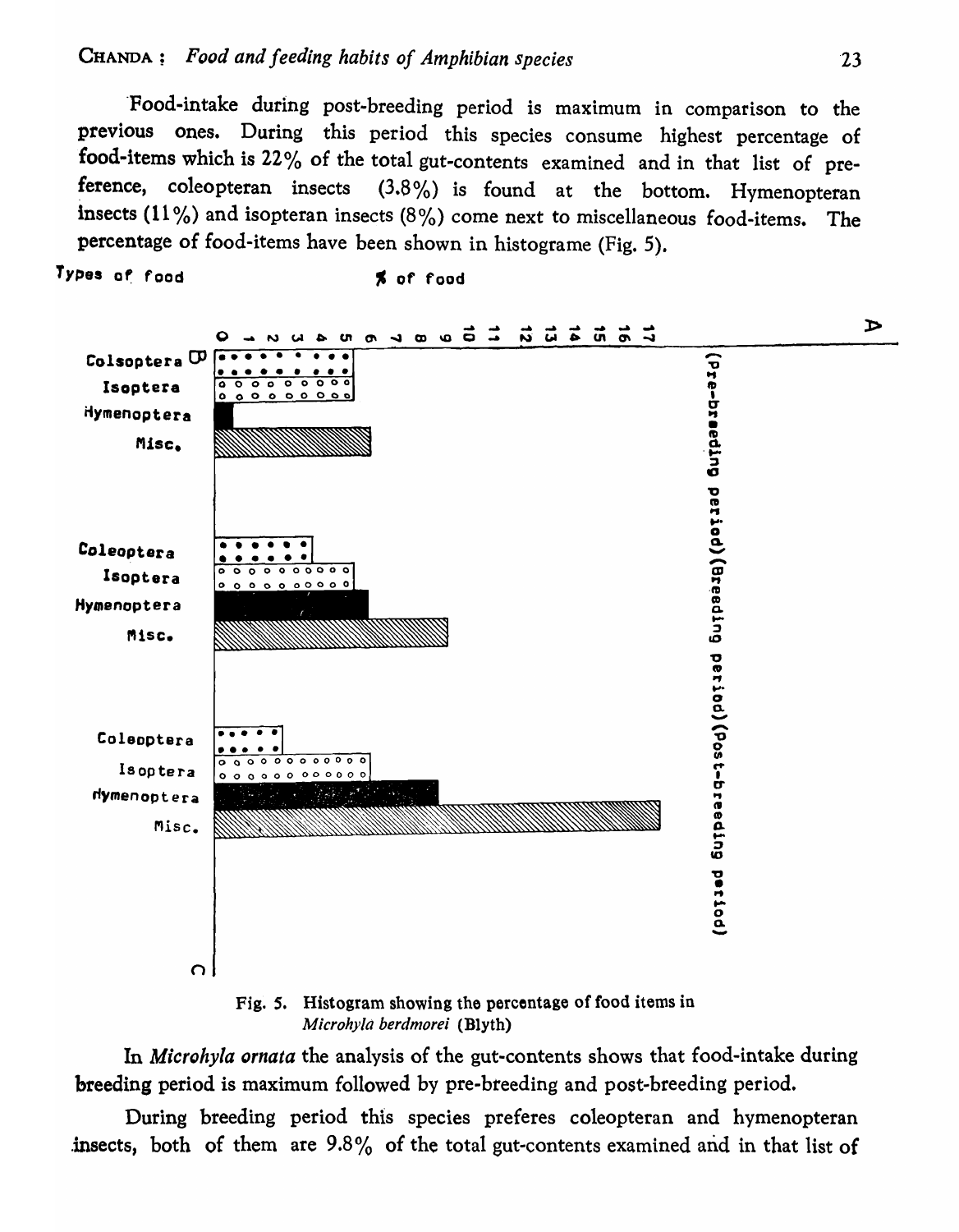Food-intake during post-breeding period is maximum in comparison to the previous ones. During this period this species consume highest percentage of food-items which is 22% of the total gut-contents examined and in that list of preference, coleopteran insects (3.8%) is found at the bottom. Hymenopteran insects (11%) and isopteran insects (8%) come next to miscellaneous food-items. The percentage of food-items have been shown in histograme (Fig. 5).

Fig. 5. Histogram showing the percentage of food items in *Microhyla berdmorei* (Blyth)

In *Microhyla ornata* the analysis of the gut-contents shows that food-intake during breeding period is maximum followed by pre-breeding and post-breeding period.

During breeding period this species preferes coleopteran and hymenopteran insects, both of them are 9.8% of the total gut-contents examined and in that list of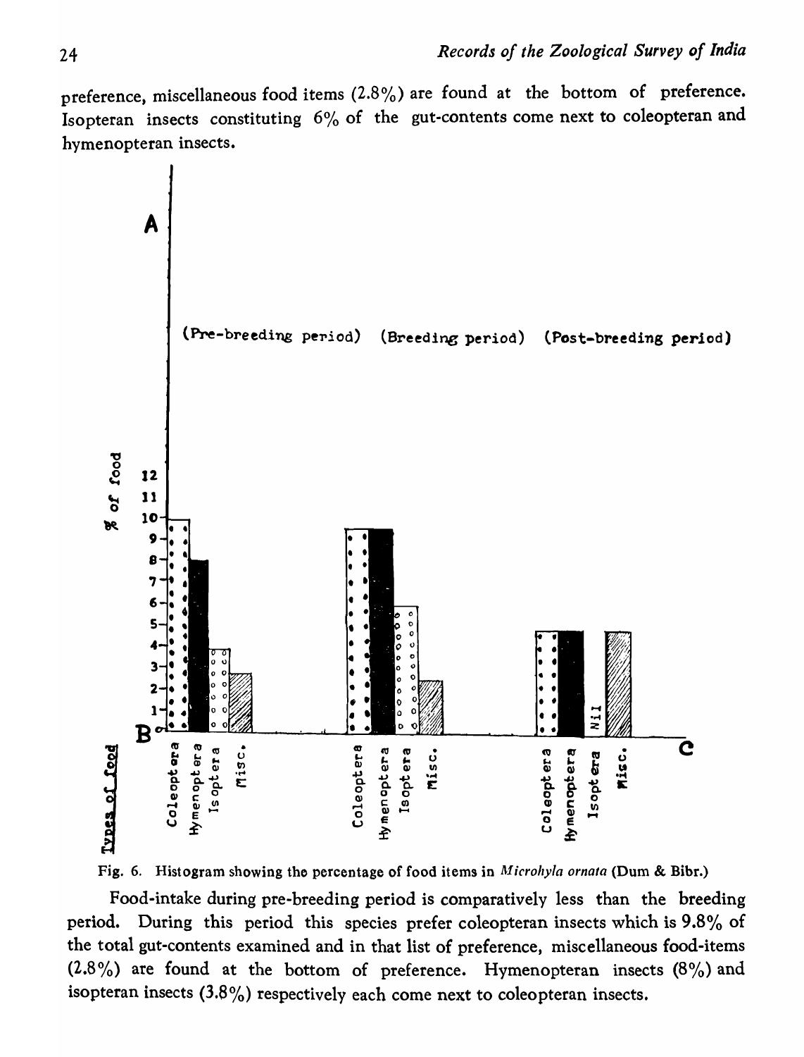preference, miscellaneous food items (2.8%) are found at the bottom of preference. Isopteran insects constituting 6% of the gut-contents come next to coleopteran and hymenopteran insects.

Fig. 6. Histogram showing the percentage of food items in *Microhyla ornata* (Dum & Bibr.)

Food-intake during pre-breeding period is comparatively less than the breeding period. During this period this species prefer coleopteran insects which is 9.8% of the total gut-contents examined and in that list of preference, miscellaneous food-items (2.8%) are found at the bottom of preference. Hymenopteran insects (8%) and isopteran insects (3.8%) respectively each come next to coleopteran insects.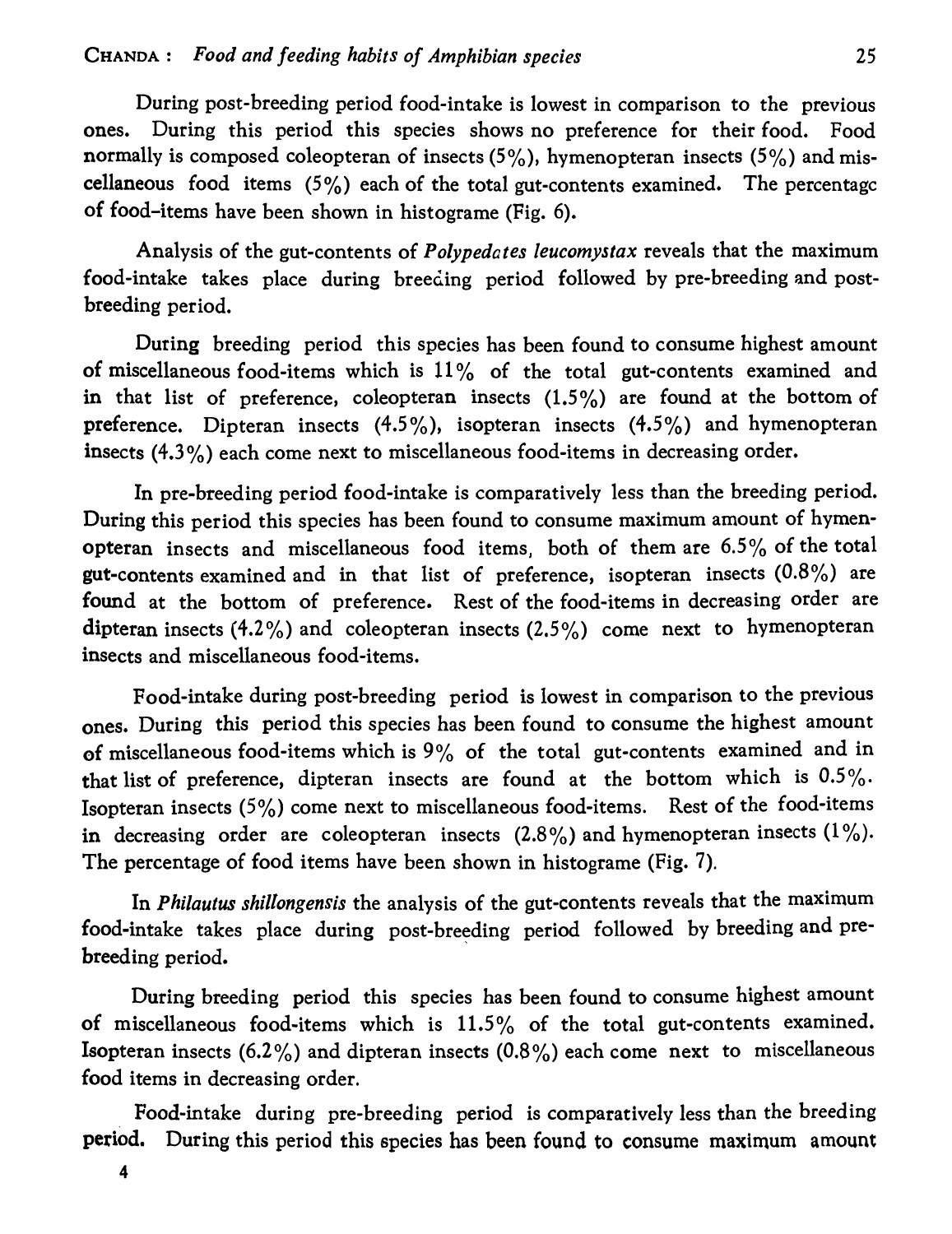During post-breeding period food-intake is lowest in comparison to the previous ones. During this period this species shows no preference for their food. Food normally is composed coleopteran of insects (5%), hymenopteran insects (5%) and miscellaneous food items (5%) each of the total gut-contents examined. The percentagc of food-items have been shown in histograme (Fig. 6).

Analysis of the gut-contents of *Polypedates leucomystax* reveals that the maximum food-intake takes place during breeding period followed by pre-breeding and post-breeding period.

During breeding period this species has been found to consume highest amount of miscellaneous food-items which is 11% of the total gut-contents examined and in that list of preference, coleopteran insects (1.5%) are found at the bottom of preference. Dipteran insects (4.5%), isopteran insects (4.5%) and hymenopteran insects (4.3%) each come next to miscellaneous food-items in decreasing order.

In pre-breeding period food-intake is comparatively less than the breeding period. During this period this species has been found to consume maximum amount of hymenopteran insects and miscellaneous food items, both of them are 6.5% of the total gut-contents examined and in that list of preference, isopteran insects (0.8%) are found at the bottom of preference. Rest of the food-items in decreasing order are dipteran insects (4.2%) and coleopteran insects (2.5%) come next to hymenopteran insects and miscellaneous food-items.

Food-intake during post-breeding period is lowest in comparison to the previous ones. During this period this species has been found to consume the highest amount of miscellaneous food-items which is 9% of the total gut-contents examined and in that list of preference, dipteran insects are found at the bottom which is 0.5%. Isopteran insects (5%) come next to miscellaneous food-items. Rest of the food-items in decreasing order are coleopteran insects (2.8%) and hymenopteran insects (1%). The percentage of food items have been shown in histograme (Fig. 7).

In *Philautus shillongensis* the analysis of the gut-contents reveals that the maximum food-intake takes place during post-breeding period followed by breeding and pre-breeding period.

During breeding period this species has been found to consume highest amount of miscellaneous food-items which is 11.5% of the total gut-contents examined. Isopteran insects (6.2%) and dipteran insects (0.8%) each come next to miscellaneous food items in decreasing order.

Food-intake during pre-breeding period is comparatively less than the breeding period. During this period this species has been found to consume maximum amount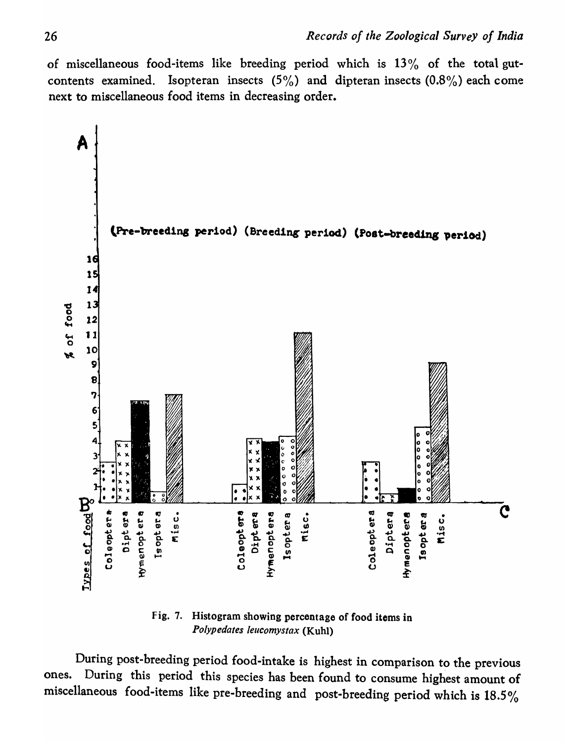of miscellaneous food-items like breeding period which is 13% of the total gut-contents examined. Isopteran insects (5%) and dipteran insects (0.8%) each come next to miscellaneous food items in decreasing order.

Fig. 7. Histogram showing percentage of food items in *Polypedates leucomystax* (Kuhl)

During post-breeding period food-intake is highest in comparison to the previous ones. During this period this species has been found to consume highest amount of miscellaneous food-items like pre-breeding and post-breeding period which is 18.5%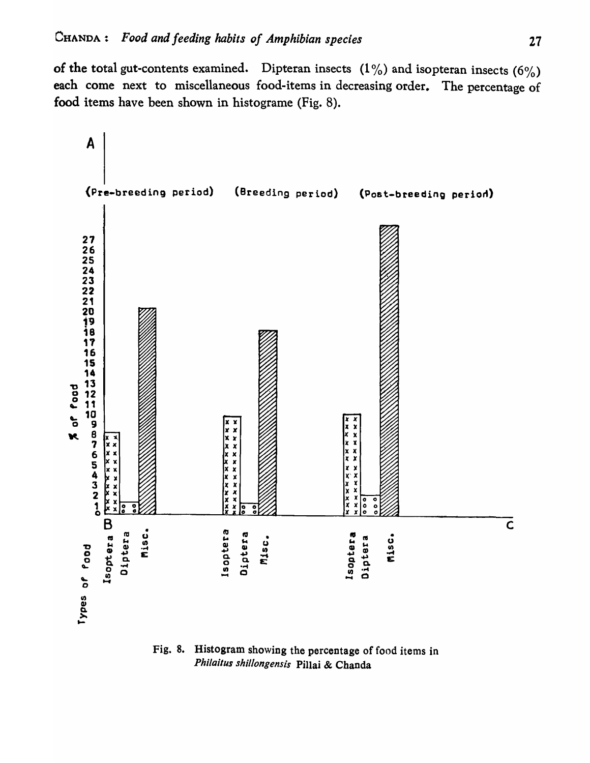of the total gut-contents examined. Dipteran insects (1%) and isopteran insects (6%) each come next to miscellaneous food-items in decreasing order. The percentage of food items have been shown in histograme (Fig. 8).

Fig. 8. Histogram showing the percentage of food items in *Philaitus shillongensis* Pillai & Chanda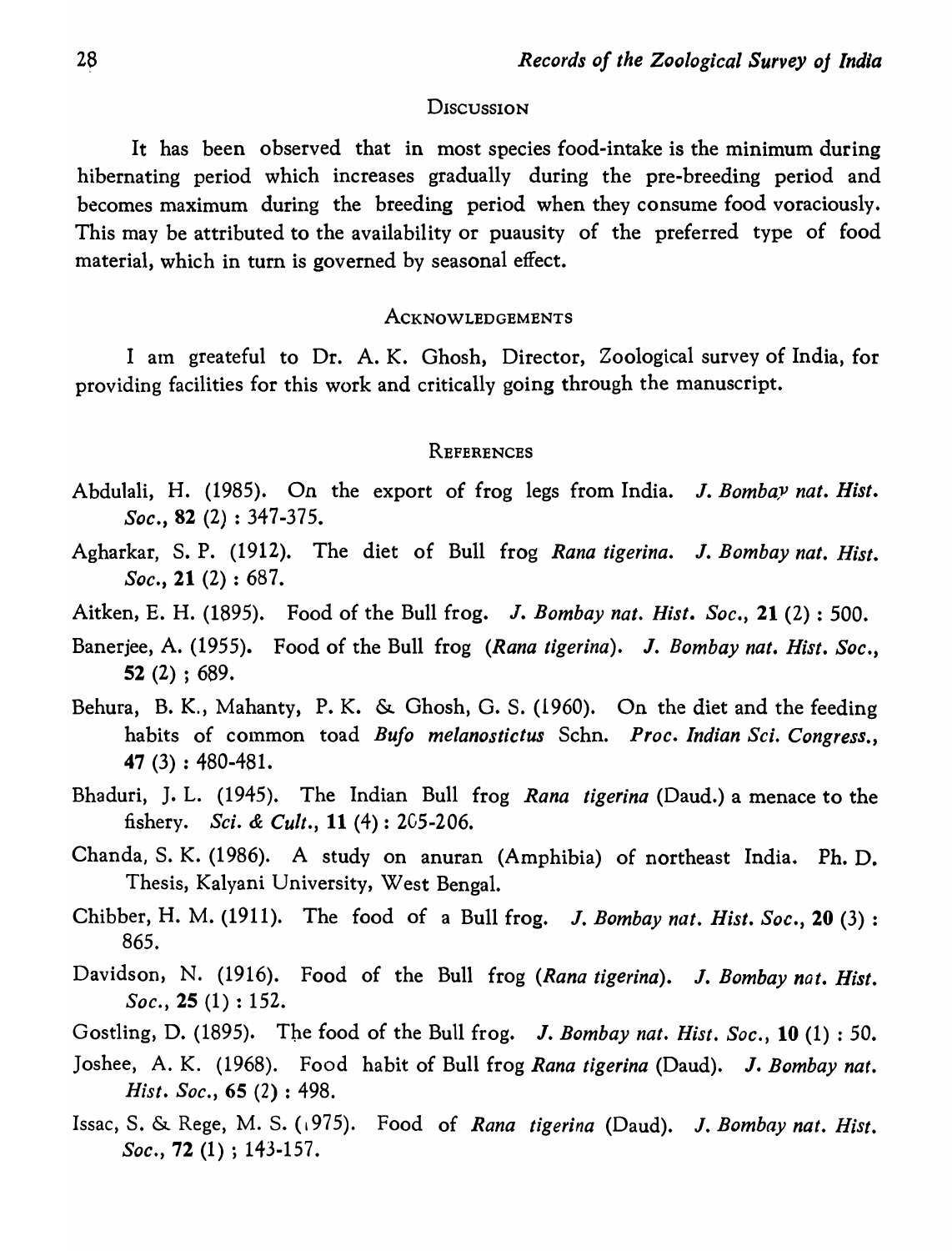## Discussion

It has been observed that in most species food-intake is the minimum during hibernating period which increases gradually during the pre-breeding period and becomes maximum during the breeding period when they consume food voraciously. This may be attributed to the availability or puausity of the preferred type of food material, which in turn is governed by seasonal effect.

## Acknowledgements

I am greateful to Dr. A. K. Ghosh, Director, Zoological survey of India, for providing facilities for this work and critically going through the manuscript.

## References

Abdulali, H. (1985). On the export of frog legs from India. *J. Bombay nat. Hist. Soc.*, **82** (2) : 347-375.

Agharkar, S. P. (1912). The diet of Bull frog *Rana tigerina*. *J. Bombay nat. Hist. Soc.*, **21** (2) : 687.

Aitken, E. H. (1895). Food of the Bull frog. *J. Bombay nat. Hist. Soc.*, **21** (2) : 500.

Banerjee, A. (1955). Food of the Bull frog (*Rana tigerina*). *J. Bombay nat. Hist. Soc.*, **52** (2) ; 689.

Behura, B. K., Mahanty, P. K. & Ghosh, G. S. (1960). On the diet and the feeding habits of common toad *Bufo melanostictus* Schn. *Proc. Indian Sci. Congress.*, **47** (3) : 480-481.

Bhaduri, J. L. (1945). The Indian Bull frog *Rana tigerina* (Daud.) a menace to the fishery. *Sci. & Cult.*, **11** (4) : 205-206.

Chanda, S. K. (1986). A study on anuran (Amphibia) of northeast India. Ph. D. Thesis, Kalyani University, West Bengal.

Chibber, H. M. (1911). The food of a Bull frog. *J. Bombay nat. Hist. Soc.*, **20** (3) : 865.

Davidson, N. (1916). Food of the Bull frog (*Rana tigerina*). *J. Bombay nat. Hist. Soc.*, **25** (1) : 152.

Gostling, D. (1895). The food of the Bull frog. *J. Bombay nat. Hist. Soc.*, **10** (1) : 50.

Joshee, A. K. (1968). Food habit of Bull frog *Rana tigerina* (Daud). *J. Bombay nat. Hist. Soc.*, **65** (2) : 498.

Issac, S. & Rege, M. S. (1975). Food of *Rana tigerina* (Daud). *J. Bombay nat. Hist. Soc.*, **72** (1) ; 143-157.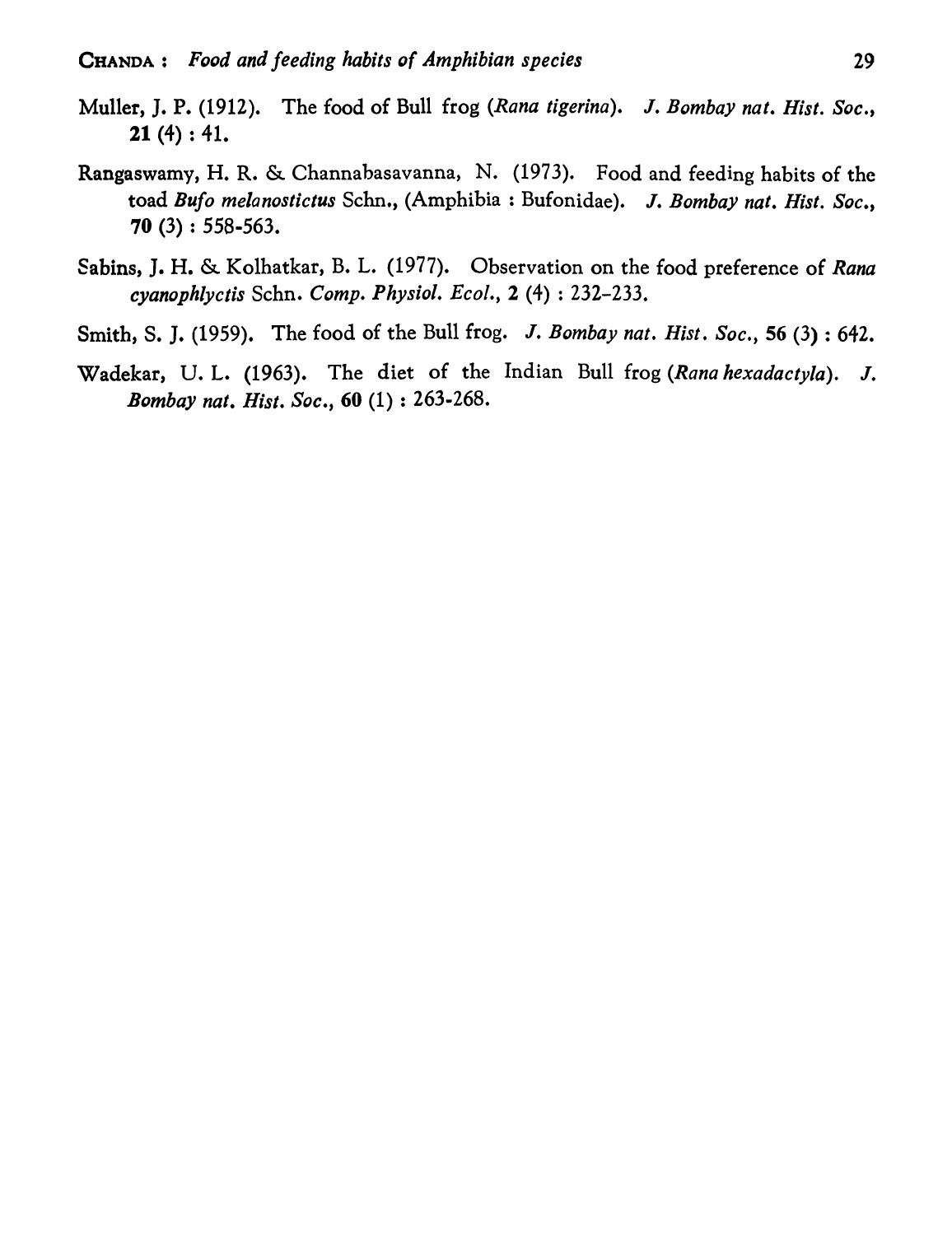Muller, J. P. (1912). The food of Bull frog (*Rana tigerina*). *J. Bombay nat. Hist. Soc.*, **21** (4) : 41.

Rangaswamy, H. R. & Channabasavanna, N. (1973). Food and feeding habits of the toad *Bufo melanostictus* Schn., (Amphibia : Bufonidae). *J. Bombay nat. Hist. Soc.*, **70** (3) : 558-563.

Sabins, J. H. & Kolhatkar, B. L. (1977). Observation on the food preference of *Rana cyanophlyctis* Schn. *Comp. Physiol. Ecol.*, **2** (4) : 232-233.

Smith, S. J. (1959). The food of the Bull frog. *J. Bombay nat. Hist. Soc.*, **56** (3) : 642.

Wadekar, U. L. (1963). The diet of the Indian Bull frog (*Rana hexadactyla*). *J. Bombay nat. Hist. Soc.*, **60** (1) : 263-268.